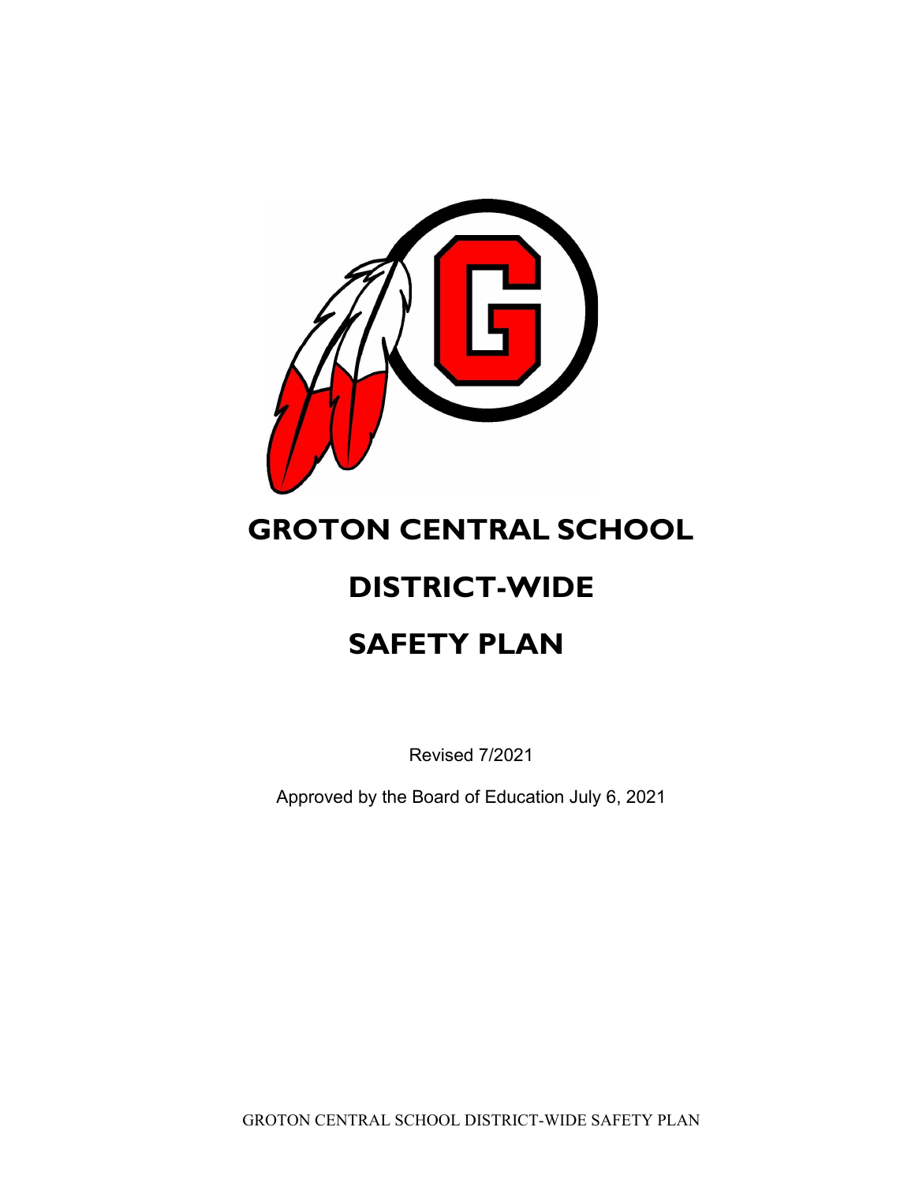# GROTON CENTRAL SCHOOL

# DISTRICT-WIDE

# SAFETY PLAN

Revised 7/2021

Approved by the Board of Education July 6, 2021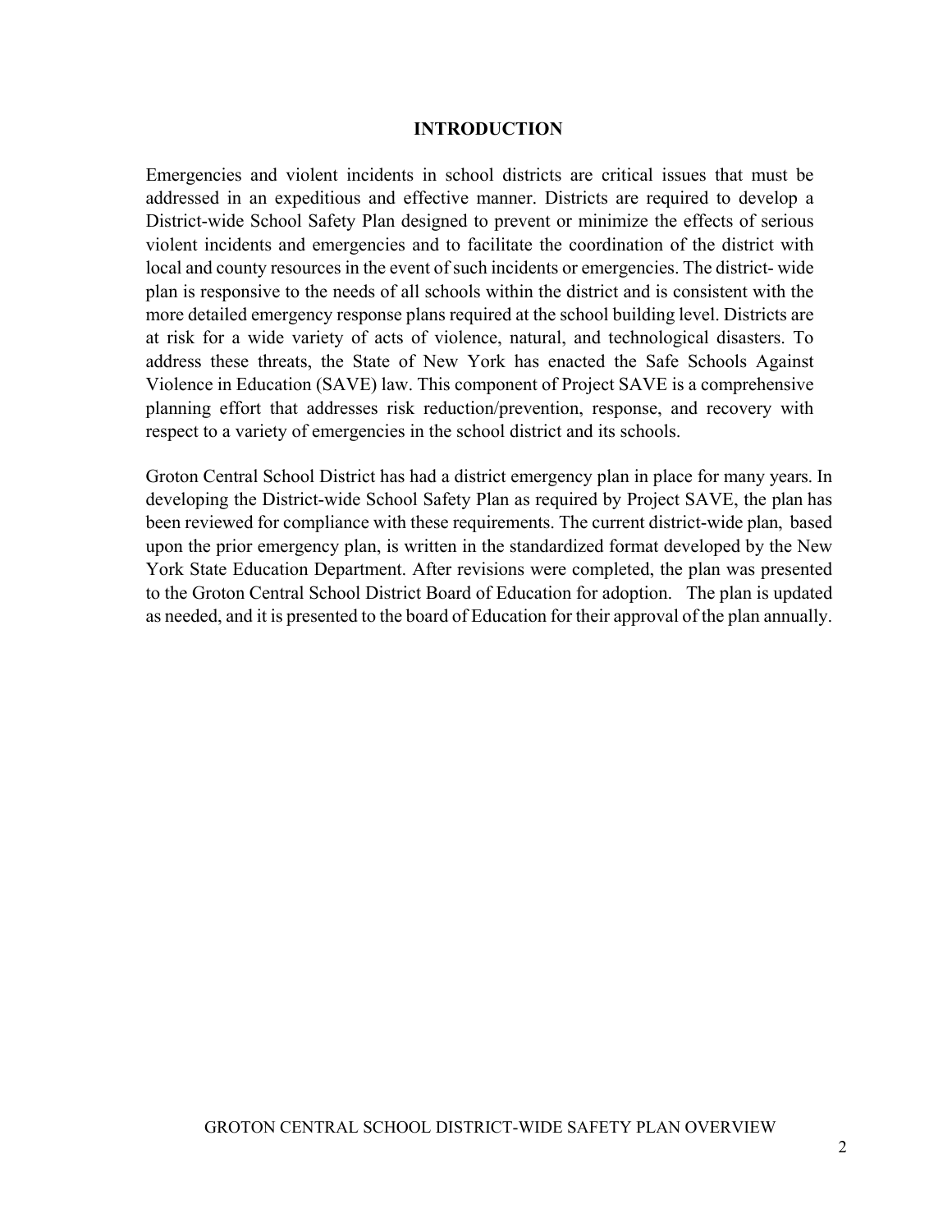## INTRODUCTION

Emergencies and violent incidents in school districts are critical issues that must be addressed in an expeditious and effective manner. Districts are required to develop a District-wide School Safety Plan designed to prevent or minimize the effects of serious violent incidents and emergencies and to facilitate the coordination of the district with local and county resources in the event of such incidents or emergencies. The district- wide plan is responsive to the needs of all schools within the district and is consistent with the more detailed emergency response plans required at the school building level. Districts are at risk for a wide variety of acts of violence, natural, and technological disasters. To address these threats, the State of New York has enacted the Safe Schools Against Violence in Education (SAVE) law. This component of Project SAVE is a comprehensive planning effort that addresses risk reduction/prevention, response, and recovery with respect to a variety of emergencies in the school district and its schools.

Groton Central School District has had a district emergency plan in place for many years. In developing the District-wide School Safety Plan as required by Project SAVE, the plan has been reviewed for compliance with these requirements. The current district-wide plan, based upon the prior emergency plan, is written in the standardized format developed by the New York State Education Department. After revisions were completed, the plan was presented to the Groton Central School District Board of Education for adoption. The plan is updated as needed, and it is presented to the board of Education for their approval of the plan annually.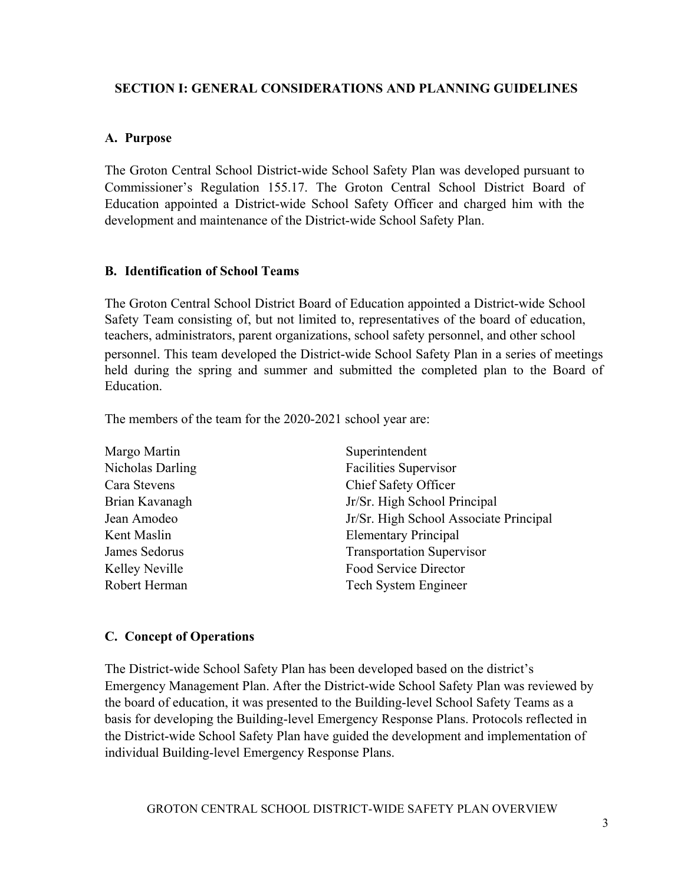## SECTION I: GENERAL CONSIDERATIONS AND PLANNING GUIDELINES

### A. Purpose

The Groton Central School District-wide School Safety Plan was developed pursuant to Commissioner's Regulation 155.17. The Groton Central School District Board of Education appointed a District-wide School Safety Officer and charged him with the development and maintenance of the District-wide School Safety Plan.

### B. Identification of School Teams

The Groton Central School District Board of Education appointed a District-wide School Safety Team consisting of, but not limited to, representatives of the board of education, teachers, administrators, parent organizations, school safety personnel, and other school personnel. This team developed the District-wide School Safety Plan in a series of meetings held during the spring and summer and submitted the completed plan to the Board of Education.

The members of the team for the 2020-2021 school year are:

| | |
|---|---|
| Margo Martin | Superintendent |
| Nicholas Darling | Facilities Supervisor |
| Cara Stevens | Chief Safety Officer |
| Brian Kavanagh | Jr/Sr. High School Principal |
| Jean Amodeo | Jr/Sr. High School Associate Principal |
| Kent Maslin | Elementary Principal |
| James Sedorus | Transportation Supervisor |
| Kelley Neville | Food Service Director |
| Robert Herman | Tech System Engineer |

### C. Concept of Operations

The District-wide School Safety Plan has been developed based on the district's Emergency Management Plan. After the District-wide School Safety Plan was reviewed by the board of education, it was presented to the Building-level School Safety Teams as a basis for developing the Building-level Emergency Response Plans. Protocols reflected in the District-wide School Safety Plan have guided the development and implementation of individual Building-level Emergency Response Plans.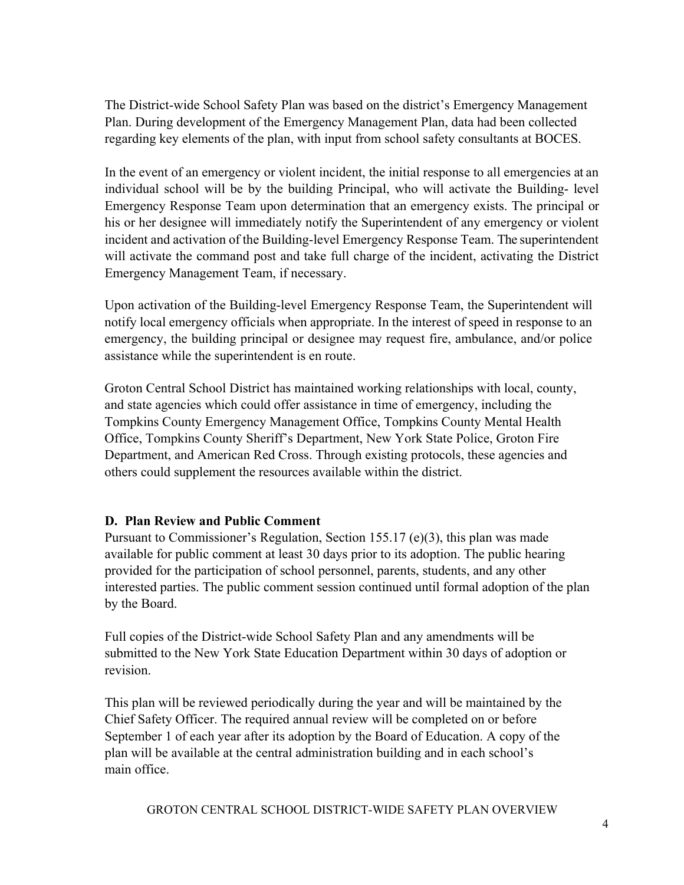The District-wide School Safety Plan was based on the district's Emergency Management Plan. During development of the Emergency Management Plan, data had been collected regarding key elements of the plan, with input from school safety consultants at BOCES.

In the event of an emergency or violent incident, the initial response to all emergencies at an individual school will be by the building Principal, who will activate the Building- level Emergency Response Team upon determination that an emergency exists. The principal or his or her designee will immediately notify the Superintendent of any emergency or violent incident and activation of the Building-level Emergency Response Team. The superintendent will activate the command post and take full charge of the incident, activating the District Emergency Management Team, if necessary.

Upon activation of the Building-level Emergency Response Team, the Superintendent will notify local emergency officials when appropriate. In the interest of speed in response to an emergency, the building principal or designee may request fire, ambulance, and/or police assistance while the superintendent is en route.

Groton Central School District has maintained working relationships with local, county, and state agencies which could offer assistance in time of emergency, including the Tompkins County Emergency Management Office, Tompkins County Mental Health Office, Tompkins County Sheriff's Department, New York State Police, Groton Fire Department, and American Red Cross. Through existing protocols, these agencies and others could supplement the resources available within the district.

### D. Plan Review and Public Comment

Pursuant to Commissioner's Regulation, Section 155.17 (e)(3), this plan was made available for public comment at least 30 days prior to its adoption. The public hearing provided for the participation of school personnel, parents, students, and any other interested parties. The public comment session continued until formal adoption of the plan by the Board.

Full copies of the District-wide School Safety Plan and any amendments will be submitted to the New York State Education Department within 30 days of adoption or revision.

This plan will be reviewed periodically during the year and will be maintained by the Chief Safety Officer. The required annual review will be completed on or before September 1 of each year after its adoption by the Board of Education. A copy of the plan will be available at the central administration building and in each school's main office.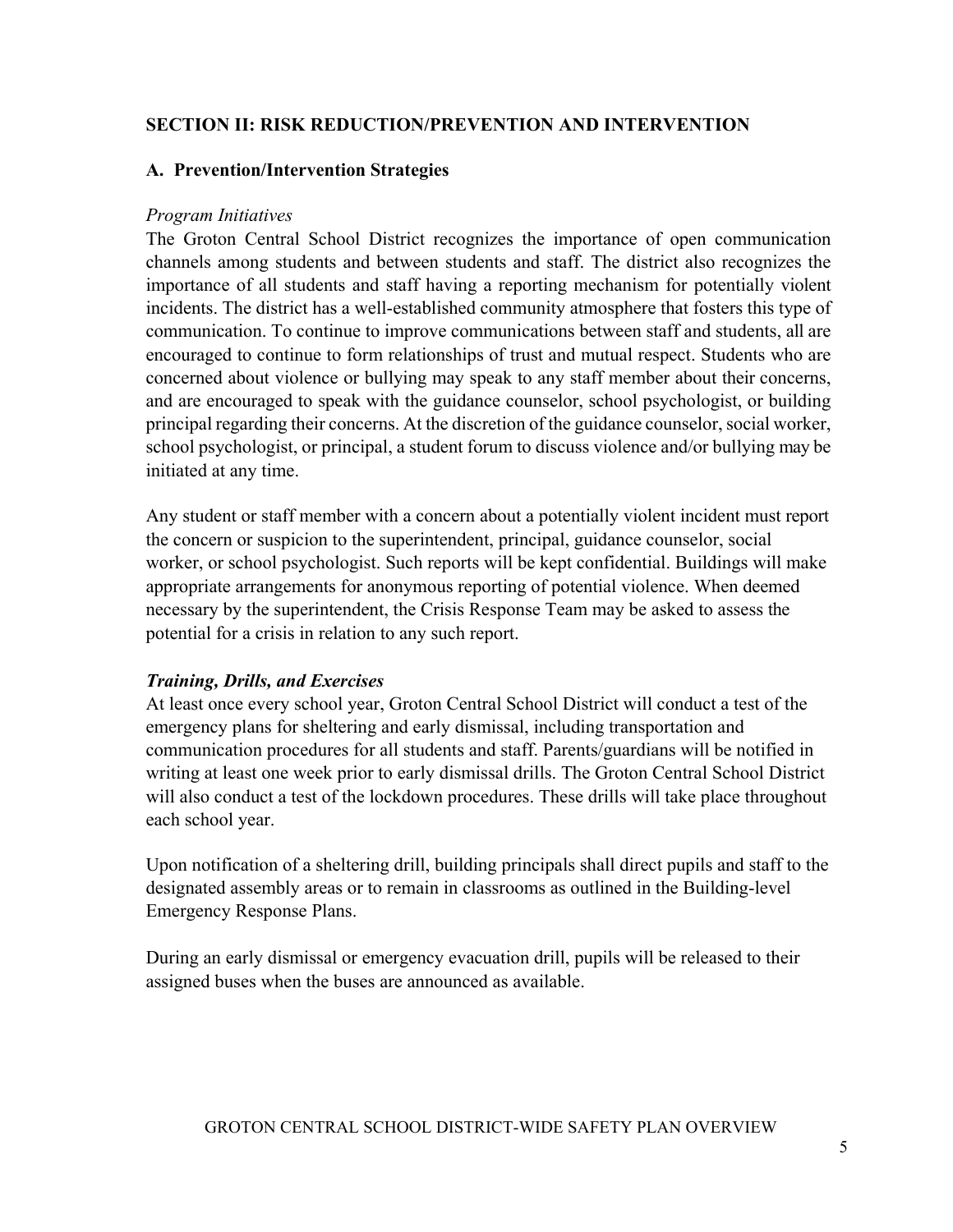## SECTION II: RISK REDUCTION/PREVENTION AND INTERVENTION

### A. Prevention/Intervention Strategies

*Program Initiatives*

The Groton Central School District recognizes the importance of open communication channels among students and between students and staff. The district also recognizes the importance of all students and staff having a reporting mechanism for potentially violent incidents. The district has a well-established community atmosphere that fosters this type of communication. To continue to improve communications between staff and students, all are encouraged to continue to form relationships of trust and mutual respect. Students who are concerned about violence or bullying may speak to any staff member about their concerns, and are encouraged to speak with the guidance counselor, school psychologist, or building principal regarding their concerns. At the discretion of the guidance counselor, social worker, school psychologist, or principal, a student forum to discuss violence and/or bullying may be initiated at any time.

Any student or staff member with a concern about a potentially violent incident must report the concern or suspicion to the superintendent, principal, guidance counselor, social worker, or school psychologist. Such reports will be kept confidential. Buildings will make appropriate arrangements for anonymous reporting of potential violence. When deemed necessary by the superintendent, the Crisis Response Team may be asked to assess the potential for a crisis in relation to any such report.

***Training, Drills, and Exercises***

At least once every school year, Groton Central School District will conduct a test of the emergency plans for sheltering and early dismissal, including transportation and communication procedures for all students and staff. Parents/guardians will be notified in writing at least one week prior to early dismissal drills. The Groton Central School District will also conduct a test of the lockdown procedures. These drills will take place throughout each school year.

Upon notification of a sheltering drill, building principals shall direct pupils and staff to the designated assembly areas or to remain in classrooms as outlined in the Building-level Emergency Response Plans.

During an early dismissal or emergency evacuation drill, pupils will be released to their assigned buses when the buses are announced as available.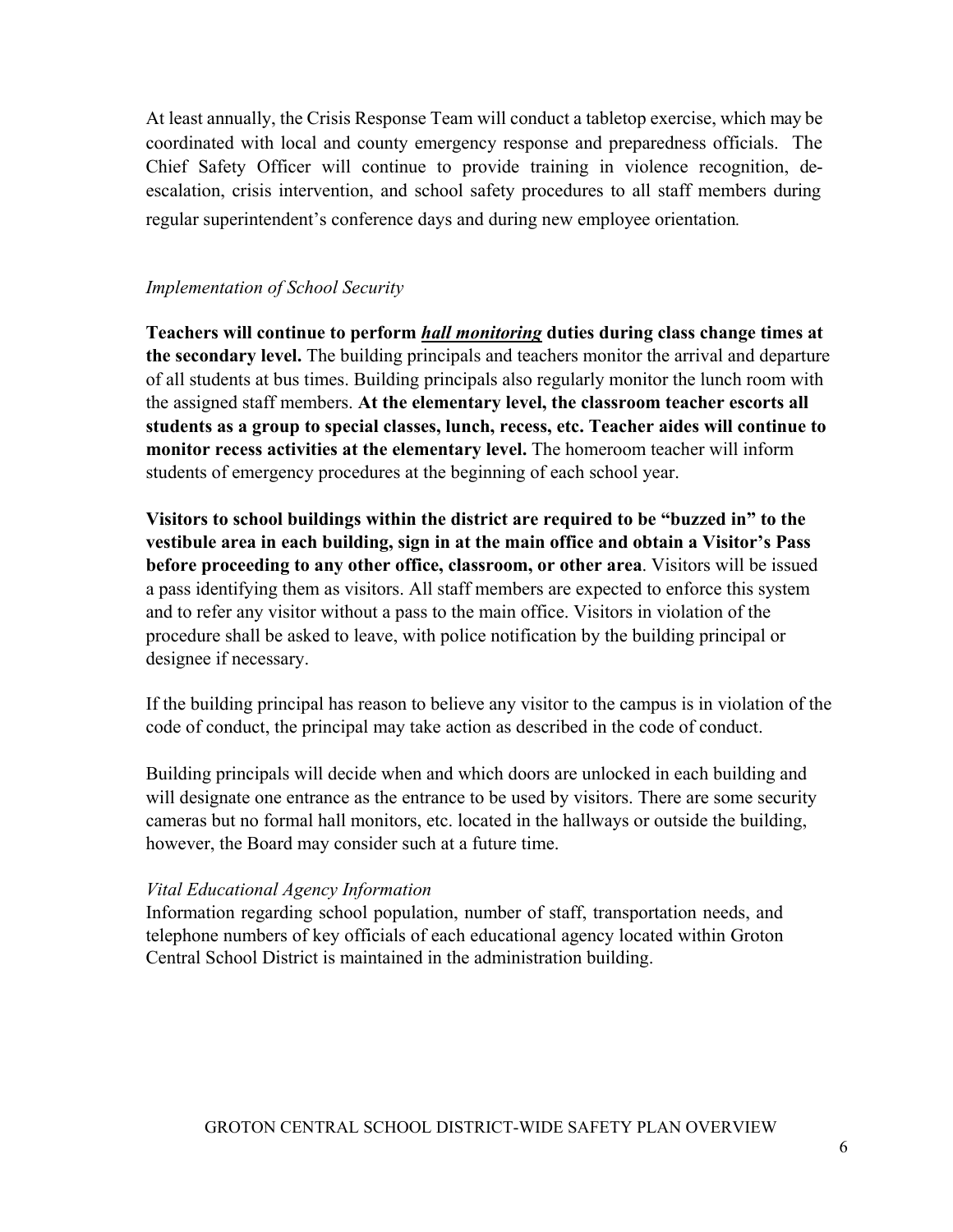At least annually, the Crisis Response Team will conduct a tabletop exercise, which may be coordinated with local and county emergency response and preparedness officials. The Chief Safety Officer will continue to provide training in violence recognition, de-escalation, crisis intervention, and school safety procedures to all staff members during regular superintendent's conference days and during new employee orientation.

*Implementation of School Security*

**Teachers will continue to perform *hall monitoring* duties during class change times at the secondary level.** The building principals and teachers monitor the arrival and departure of all students at bus times. Building principals also regularly monitor the lunch room with the assigned staff members. **At the elementary level, the classroom teacher escorts all students as a group to special classes, lunch, recess, etc. Teacher aides will continue to monitor recess activities at the elementary level.** The homeroom teacher will inform students of emergency procedures at the beginning of each school year.

**Visitors to school buildings within the district are required to be "buzzed in" to the vestibule area in each building, sign in at the main office and obtain a Visitor's Pass before proceeding to any other office, classroom, or other area**. Visitors will be issued a pass identifying them as visitors. All staff members are expected to enforce this system and to refer any visitor without a pass to the main office. Visitors in violation of the procedure shall be asked to leave, with police notification by the building principal or designee if necessary.

If the building principal has reason to believe any visitor to the campus is in violation of the code of conduct, the principal may take action as described in the code of conduct.

Building principals will decide when and which doors are unlocked in each building and will designate one entrance as the entrance to be used by visitors. There are some security cameras but no formal hall monitors, etc. located in the hallways or outside the building, however, the Board may consider such at a future time.

*Vital Educational Agency Information*

Information regarding school population, number of staff, transportation needs, and telephone numbers of key officials of each educational agency located within Groton Central School District is maintained in the administration building.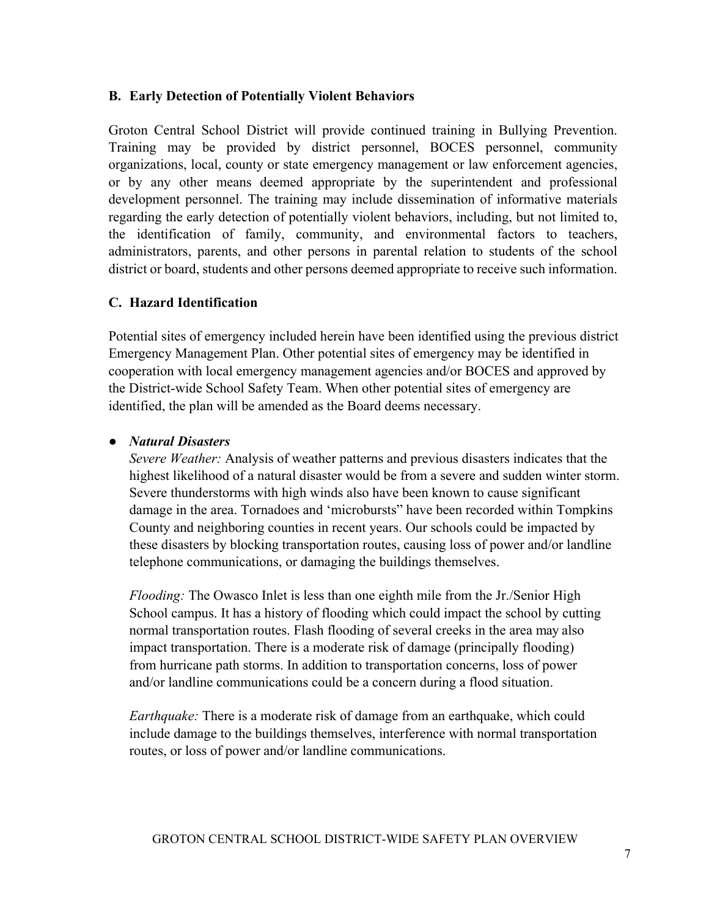### B. Early Detection of Potentially Violent Behaviors

Groton Central School District will provide continued training in Bullying Prevention. Training may be provided by district personnel, BOCES personnel, community organizations, local, county or state emergency management or law enforcement agencies, or by any other means deemed appropriate by the superintendent and professional development personnel. The training may include dissemination of informative materials regarding the early detection of potentially violent behaviors, including, but not limited to, the identification of family, community, and environmental factors to teachers, administrators, parents, and other persons in parental relation to students of the school district or board, students and other persons deemed appropriate to receive such information.

### C. Hazard Identification

Potential sites of emergency included herein have been identified using the previous district Emergency Management Plan. Other potential sites of emergency may be identified in cooperation with local emergency management agencies and/or BOCES and approved by the District-wide School Safety Team. When other potential sites of emergency are identified, the plan will be amended as the Board deems necessary.

- ***Natural Disasters***

  *Severe Weather:* Analysis of weather patterns and previous disasters indicates that the highest likelihood of a natural disaster would be from a severe and sudden winter storm. Severe thunderstorms with high winds also have been known to cause significant damage in the area. Tornadoes and 'microbursts" have been recorded within Tompkins County and neighboring counties in recent years. Our schools could be impacted by these disasters by blocking transportation routes, causing loss of power and/or landline telephone communications, or damaging the buildings themselves.

  *Flooding:* The Owasco Inlet is less than one eighth mile from the Jr./Senior High School campus. It has a history of flooding which could impact the school by cutting normal transportation routes. Flash flooding of several creeks in the area may also impact transportation. There is a moderate risk of damage (principally flooding) from hurricane path storms. In addition to transportation concerns, loss of power and/or landline communications could be a concern during a flood situation.

  *Earthquake:* There is a moderate risk of damage from an earthquake, which could include damage to the buildings themselves, interference with normal transportation routes, or loss of power and/or landline communications.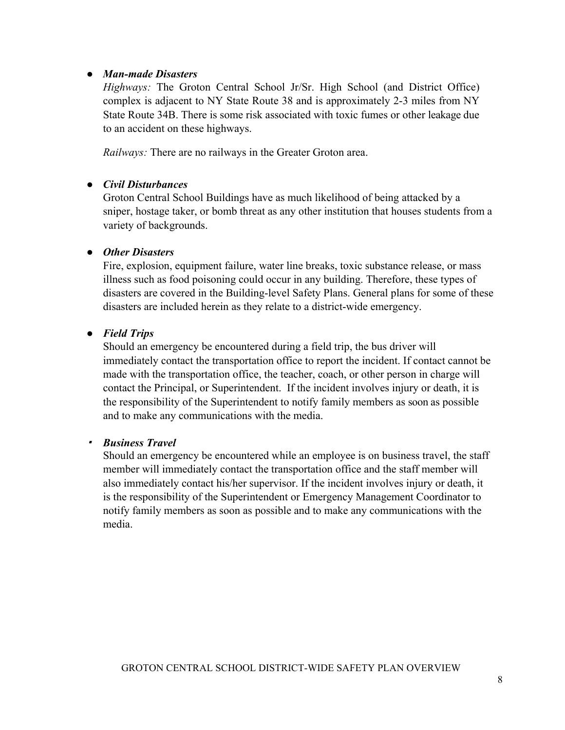- ***Man-made Disasters***

  *Highways:* The Groton Central School Jr/Sr. High School (and District Office) complex is adjacent to NY State Route 38 and is approximately 2-3 miles from NY State Route 34B. There is some risk associated with toxic fumes or other leakage due to an accident on these highways.

  *Railways:* There are no railways in the Greater Groton area.

- ***Civil Disturbances***

  Groton Central School Buildings have as much likelihood of being attacked by a sniper, hostage taker, or bomb threat as any other institution that houses students from a variety of backgrounds.

- ***Other Disasters***

  Fire, explosion, equipment failure, water line breaks, toxic substance release, or mass illness such as food poisoning could occur in any building. Therefore, these types of disasters are covered in the Building-level Safety Plans. General plans for some of these disasters are included herein as they relate to a district-wide emergency.

- ***Field Trips***

  Should an emergency be encountered during a field trip, the bus driver will immediately contact the transportation office to report the incident. If contact cannot be made with the transportation office, the teacher, coach, or other person in charge will contact the Principal, or Superintendent. If the incident involves injury or death, it is the responsibility of the Superintendent to notify family members as soon as possible and to make any communications with the media.

- ***Business Travel***

  Should an emergency be encountered while an employee is on business travel, the staff member will immediately contact the transportation office and the staff member will also immediately contact his/her supervisor. If the incident involves injury or death, it is the responsibility of the Superintendent or Emergency Management Coordinator to notify family members as soon as possible and to make any communications with the media.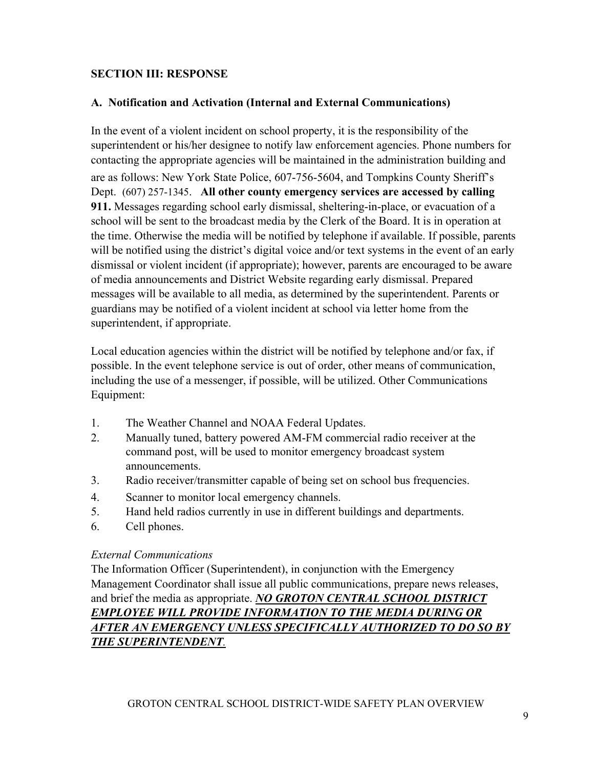## SECTION III: RESPONSE

### A. Notification and Activation (Internal and External Communications)

In the event of a violent incident on school property, it is the responsibility of the superintendent or his/her designee to notify law enforcement agencies. Phone numbers for contacting the appropriate agencies will be maintained in the administration building and are as follows: New York State Police, 607-756-5604, and Tompkins County Sheriff's Dept. (607) 257-1345. **All other county emergency services are accessed by calling 911.** Messages regarding school early dismissal, sheltering-in-place, or evacuation of a school will be sent to the broadcast media by the Clerk of the Board. It is in operation at the time. Otherwise the media will be notified by telephone if available. If possible, parents will be notified using the district's digital voice and/or text systems in the event of an early dismissal or violent incident (if appropriate); however, parents are encouraged to be aware of media announcements and District Website regarding early dismissal. Prepared messages will be available to all media, as determined by the superintendent. Parents or guardians may be notified of a violent incident at school via letter home from the superintendent, if appropriate.

Local education agencies within the district will be notified by telephone and/or fax, if possible. In the event telephone service is out of order, other means of communication, including the use of a messenger, if possible, will be utilized. Other Communications Equipment:

1. The Weather Channel and NOAA Federal Updates.
2. Manually tuned, battery powered AM-FM commercial radio receiver at the command post, will be used to monitor emergency broadcast system announcements.
3. Radio receiver/transmitter capable of being set on school bus frequencies.
4. Scanner to monitor local emergency channels.
5. Hand held radios currently in use in different buildings and departments.
6. Cell phones.

*External Communications*

The Information Officer (Superintendent), in conjunction with the Emergency Management Coordinator shall issue all public communications, prepare news releases, and brief the media as appropriate. ***NO GROTON CENTRAL SCHOOL DISTRICT EMPLOYEE WILL PROVIDE INFORMATION TO THE MEDIA DURING OR AFTER AN EMERGENCY UNLESS SPECIFICALLY AUTHORIZED TO DO SO BY THE SUPERINTENDENT.***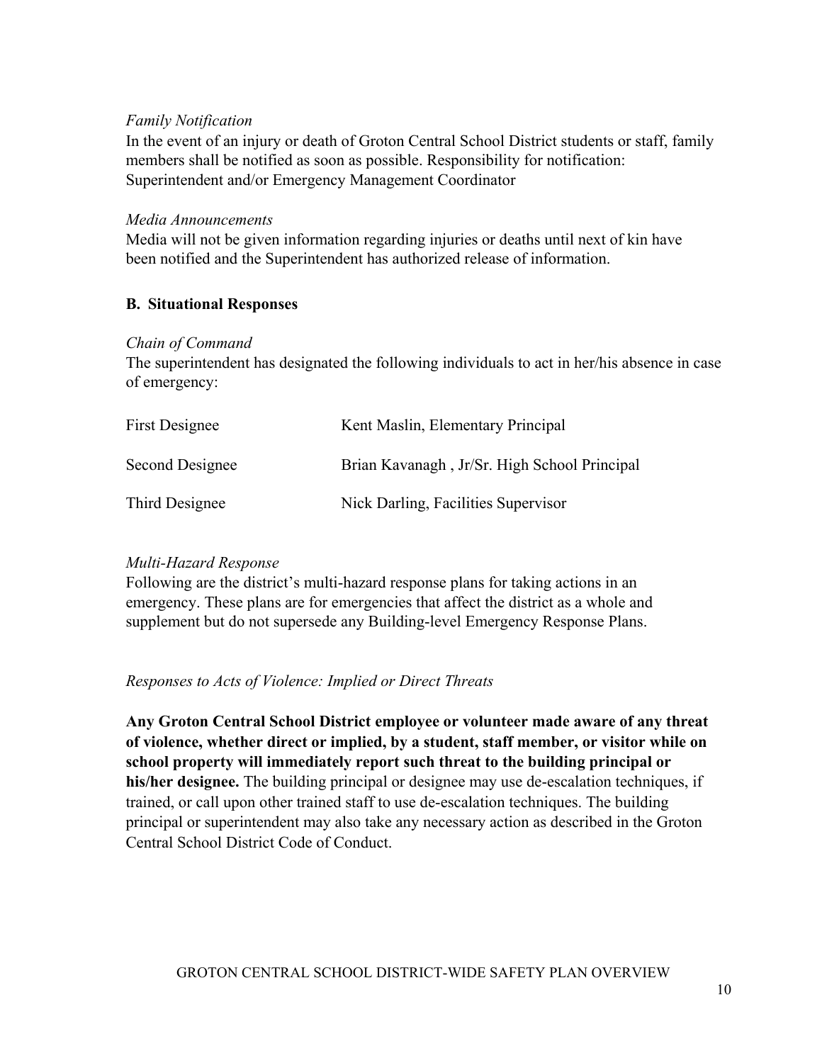*Family Notification*

In the event of an injury or death of Groton Central School District students or staff, family members shall be notified as soon as possible. Responsibility for notification: Superintendent and/or Emergency Management Coordinator

*Media Announcements*

Media will not be given information regarding injuries or deaths until next of kin have been notified and the Superintendent has authorized release of information.

**B. Situational Responses**

*Chain of Command*

The superintendent has designated the following individuals to act in her/his absence in case of emergency:

| | |
|---|---|
| First Designee | Kent Maslin, Elementary Principal |
| Second Designee | Brian Kavanagh , Jr/Sr. High School Principal |
| Third Designee | Nick Darling, Facilities Supervisor |

*Multi-Hazard Response*

Following are the district's multi-hazard response plans for taking actions in an emergency. These plans are for emergencies that affect the district as a whole and supplement but do not supersede any Building-level Emergency Response Plans.

*Responses to Acts of Violence: Implied or Direct Threats*

**Any Groton Central School District employee or volunteer made aware of any threat of violence, whether direct or implied, by a student, staff member, or visitor while on school property will immediately report such threat to the building principal or his/her designee.** The building principal or designee may use de-escalation techniques, if trained, or call upon other trained staff to use de-escalation techniques. The building principal or superintendent may also take any necessary action as described in the Groton Central School District Code of Conduct.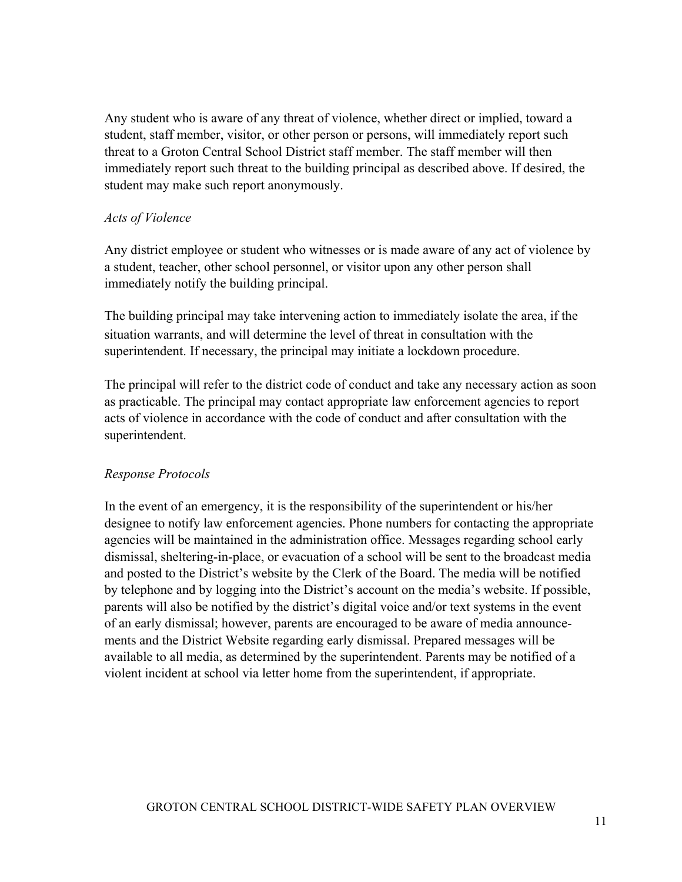Any student who is aware of any threat of violence, whether direct or implied, toward a student, staff member, visitor, or other person or persons, will immediately report such threat to a Groton Central School District staff member. The staff member will then immediately report such threat to the building principal as described above. If desired, the student may make such report anonymously.

*Acts of Violence*

Any district employee or student who witnesses or is made aware of any act of violence by a student, teacher, other school personnel, or visitor upon any other person shall immediately notify the building principal.

The building principal may take intervening action to immediately isolate the area, if the situation warrants, and will determine the level of threat in consultation with the superintendent. If necessary, the principal may initiate a lockdown procedure.

The principal will refer to the district code of conduct and take any necessary action as soon as practicable. The principal may contact appropriate law enforcement agencies to report acts of violence in accordance with the code of conduct and after consultation with the superintendent.

*Response Protocols*

In the event of an emergency, it is the responsibility of the superintendent or his/her designee to notify law enforcement agencies. Phone numbers for contacting the appropriate agencies will be maintained in the administration office. Messages regarding school early dismissal, sheltering-in-place, or evacuation of a school will be sent to the broadcast media and posted to the District's website by the Clerk of the Board. The media will be notified by telephone and by logging into the District's account on the media's website. If possible, parents will also be notified by the district's digital voice and/or text systems in the event of an early dismissal; however, parents are encouraged to be aware of media announcements and the District Website regarding early dismissal. Prepared messages will be available to all media, as determined by the superintendent. Parents may be notified of a violent incident at school via letter home from the superintendent, if appropriate.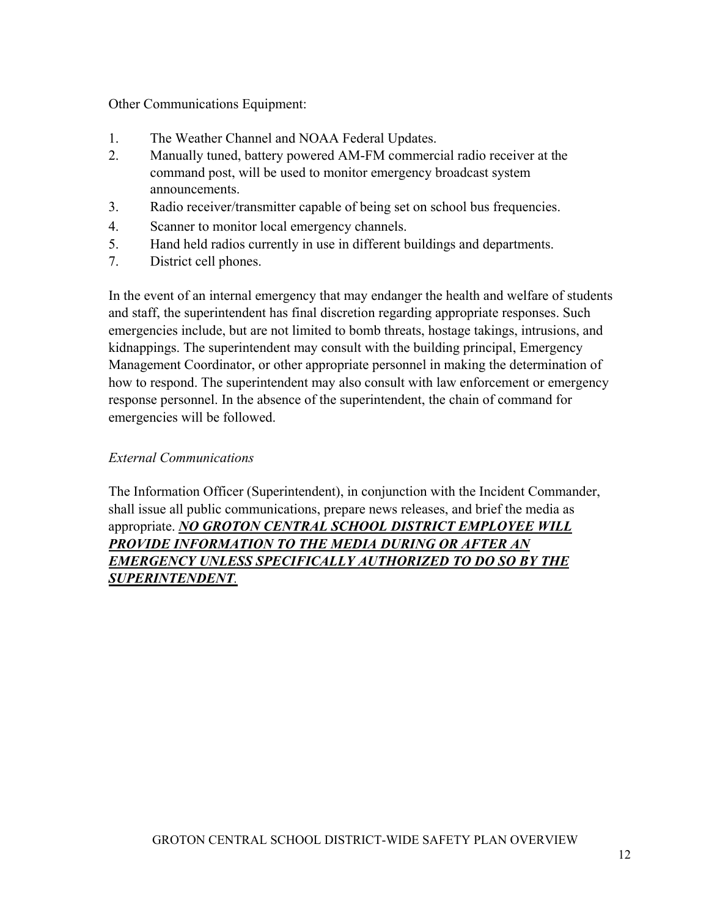Other Communications Equipment:

1. The Weather Channel and NOAA Federal Updates.
2. Manually tuned, battery powered AM-FM commercial radio receiver at the command post, will be used to monitor emergency broadcast system announcements.
3. Radio receiver/transmitter capable of being set on school bus frequencies.
4. Scanner to monitor local emergency channels.
5. Hand held radios currently in use in different buildings and departments.
7. District cell phones.

In the event of an internal emergency that may endanger the health and welfare of students and staff, the superintendent has final discretion regarding appropriate responses. Such emergencies include, but are not limited to bomb threats, hostage takings, intrusions, and kidnappings. The superintendent may consult with the building principal, Emergency Management Coordinator, or other appropriate personnel in making the determination of how to respond. The superintendent may also consult with law enforcement or emergency response personnel. In the absence of the superintendent, the chain of command for emergencies will be followed.

*External Communications*

The Information Officer (Superintendent), in conjunction with the Incident Commander, shall issue all public communications, prepare news releases, and brief the media as appropriate. ***NO GROTON CENTRAL SCHOOL DISTRICT EMPLOYEE WILL PROVIDE INFORMATION TO THE MEDIA DURING OR AFTER AN EMERGENCY UNLESS SPECIFICALLY AUTHORIZED TO DO SO BY THE SUPERINTENDENT***.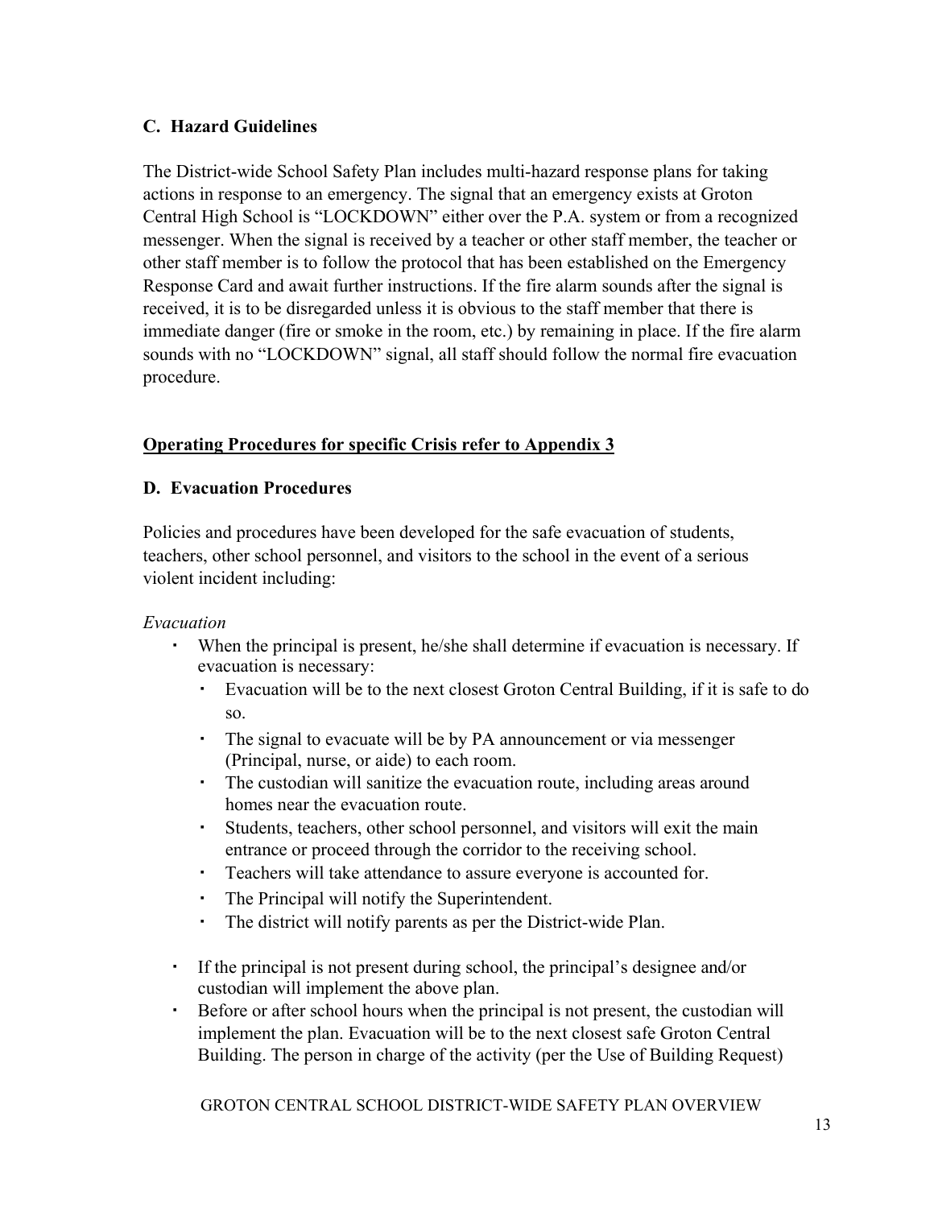### C. Hazard Guidelines

The District-wide School Safety Plan includes multi-hazard response plans for taking actions in response to an emergency. The signal that an emergency exists at Groton Central High School is "LOCKDOWN" either over the P.A. system or from a recognized messenger. When the signal is received by a teacher or other staff member, the teacher or other staff member is to follow the protocol that has been established on the Emergency Response Card and await further instructions. If the fire alarm sounds after the signal is received, it is to be disregarded unless it is obvious to the staff member that there is immediate danger (fire or smoke in the room, etc.) by remaining in place. If the fire alarm sounds with no "LOCKDOWN" signal, all staff should follow the normal fire evacuation procedure.

**Operating Procedures for specific Crisis refer to Appendix 3**

### D. Evacuation Procedures

Policies and procedures have been developed for the safe evacuation of students, teachers, other school personnel, and visitors to the school in the event of a serious violent incident including:

*Evacuation*

- When the principal is present, he/she shall determine if evacuation is necessary. If evacuation is necessary:
  - Evacuation will be to the next closest Groton Central Building, if it is safe to do so.
  - The signal to evacuate will be by PA announcement or via messenger (Principal, nurse, or aide) to each room.
  - The custodian will sanitize the evacuation route, including areas around homes near the evacuation route.
  - Students, teachers, other school personnel, and visitors will exit the main entrance or proceed through the corridor to the receiving school.
  - Teachers will take attendance to assure everyone is accounted for.
  - The Principal will notify the Superintendent.
  - The district will notify parents as per the District-wide Plan.
- If the principal is not present during school, the principal's designee and/or custodian will implement the above plan.
- Before or after school hours when the principal is not present, the custodian will implement the plan. Evacuation will be to the next closest safe Groton Central Building. The person in charge of the activity (per the Use of Building Request)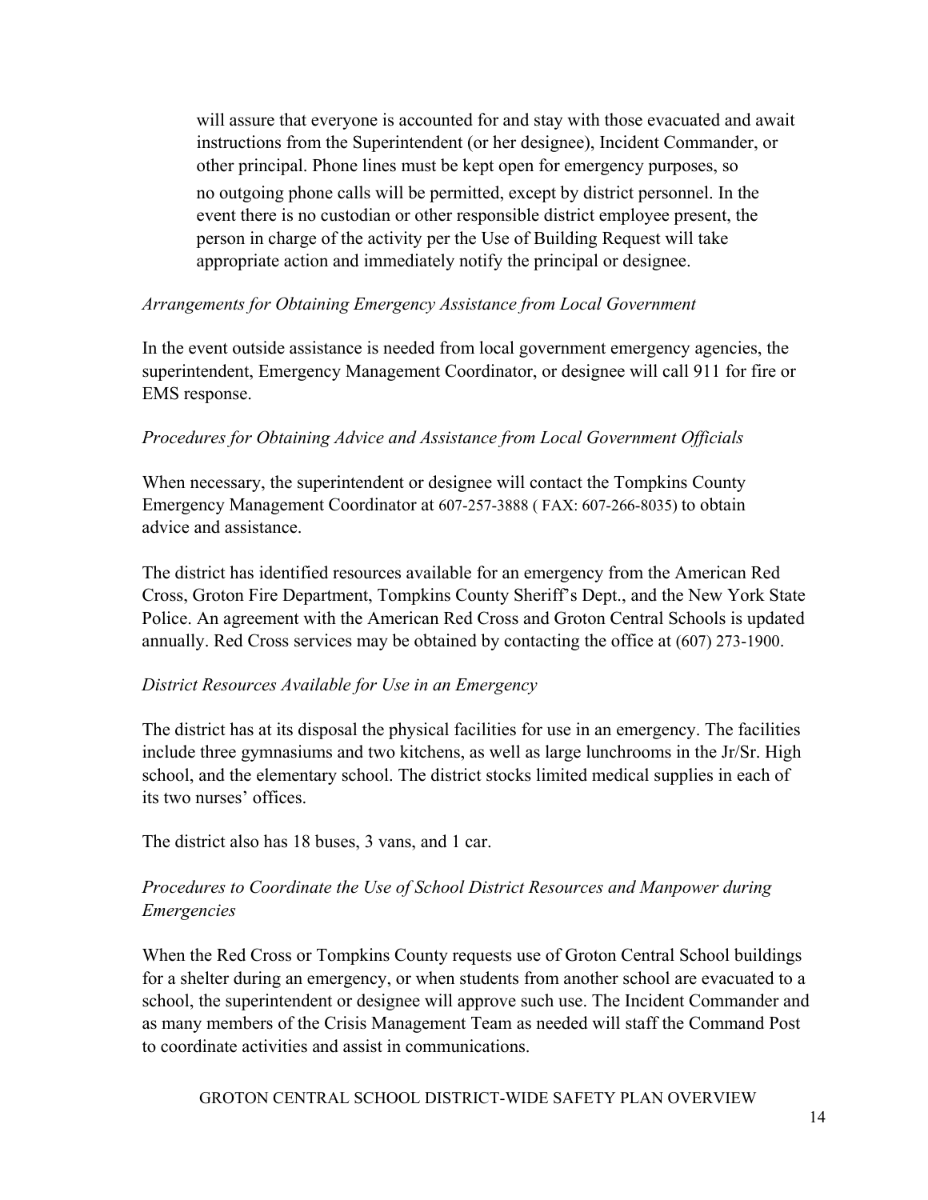will assure that everyone is accounted for and stay with those evacuated and await instructions from the Superintendent (or her designee), Incident Commander, or other principal. Phone lines must be kept open for emergency purposes, so no outgoing phone calls will be permitted, except by district personnel. In the event there is no custodian or other responsible district employee present, the person in charge of the activity per the Use of Building Request will take appropriate action and immediately notify the principal or designee.

*Arrangements for Obtaining Emergency Assistance from Local Government*

In the event outside assistance is needed from local government emergency agencies, the superintendent, Emergency Management Coordinator, or designee will call 911 for fire or EMS response.

*Procedures for Obtaining Advice and Assistance from Local Government Officials*

When necessary, the superintendent or designee will contact the Tompkins County Emergency Management Coordinator at 607-257-3888 ( FAX: 607-266-8035) to obtain advice and assistance.

The district has identified resources available for an emergency from the American Red Cross, Groton Fire Department, Tompkins County Sheriff's Dept., and the New York State Police. An agreement with the American Red Cross and Groton Central Schools is updated annually. Red Cross services may be obtained by contacting the office at (607) 273-1900.

*District Resources Available for Use in an Emergency*

The district has at its disposal the physical facilities for use in an emergency. The facilities include three gymnasiums and two kitchens, as well as large lunchrooms in the Jr/Sr. High school, and the elementary school. The district stocks limited medical supplies in each of its two nurses' offices.

The district also has 18 buses, 3 vans, and 1 car.

*Procedures to Coordinate the Use of School District Resources and Manpower during Emergencies*

When the Red Cross or Tompkins County requests use of Groton Central School buildings for a shelter during an emergency, or when students from another school are evacuated to a school, the superintendent or designee will approve such use. The Incident Commander and as many members of the Crisis Management Team as needed will staff the Command Post to coordinate activities and assist in communications.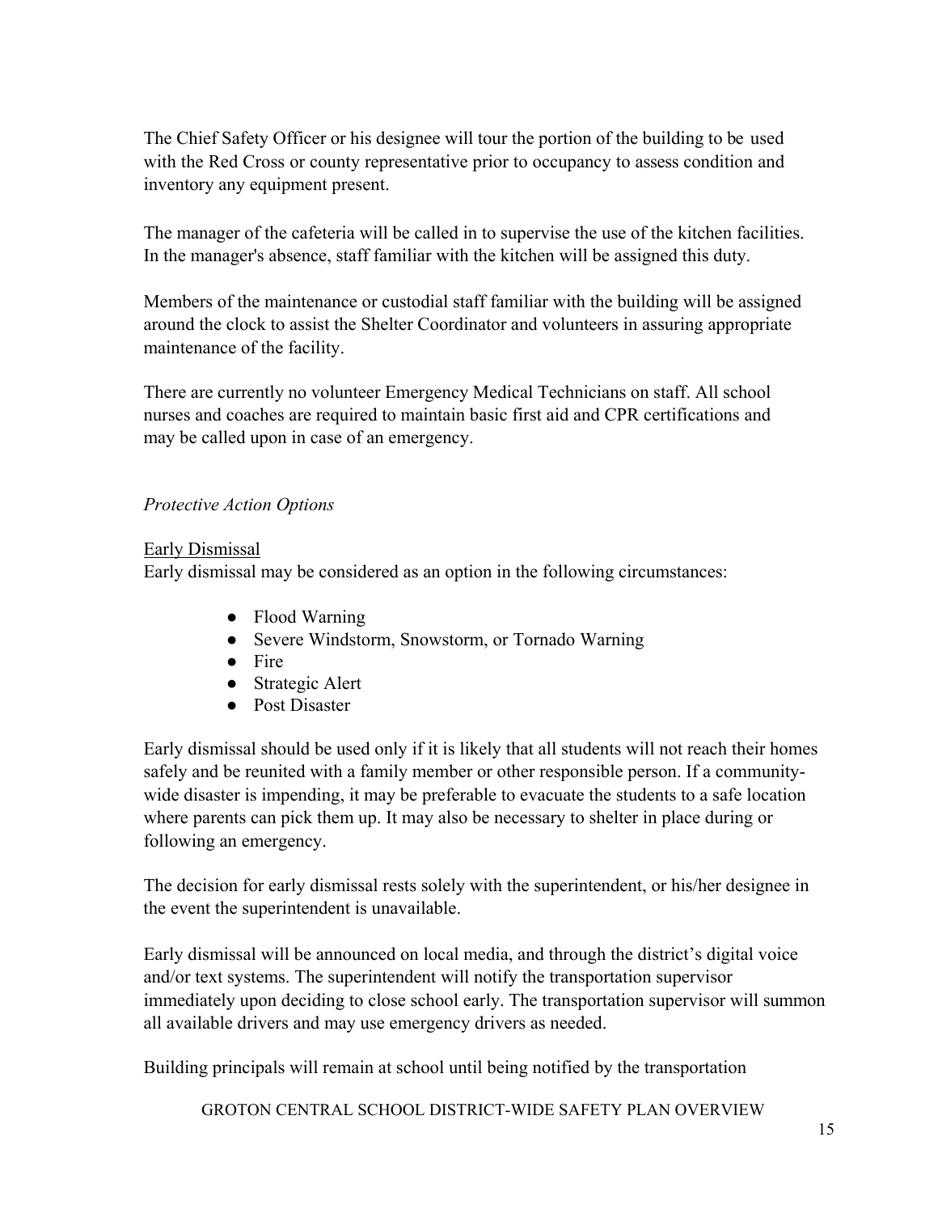The Chief Safety Officer or his designee will tour the portion of the building to be used with the Red Cross or county representative prior to occupancy to assess condition and inventory any equipment present.

The manager of the cafeteria will be called in to supervise the use of the kitchen facilities. In the manager's absence, staff familiar with the kitchen will be assigned this duty.

Members of the maintenance or custodial staff familiar with the building will be assigned around the clock to assist the Shelter Coordinator and volunteers in assuring appropriate maintenance of the facility.

There are currently no volunteer Emergency Medical Technicians on staff. All school nurses and coaches are required to maintain basic first aid and CPR certifications and may be called upon in case of an emergency.

*Protective Action Options*

<u>Early Dismissal</u>

Early dismissal may be considered as an option in the following circumstances:

- Flood Warning
- Severe Windstorm, Snowstorm, or Tornado Warning
- Fire
- Strategic Alert
- Post Disaster

Early dismissal should be used only if it is likely that all students will not reach their homes safely and be reunited with a family member or other responsible person. If a community-wide disaster is impending, it may be preferable to evacuate the students to a safe location where parents can pick them up. It may also be necessary to shelter in place during or following an emergency.

The decision for early dismissal rests solely with the superintendent, or his/her designee in the event the superintendent is unavailable.

Early dismissal will be announced on local media, and through the district's digital voice and/or text systems. The superintendent will notify the transportation supervisor immediately upon deciding to close school early. The transportation supervisor will summon all available drivers and may use emergency drivers as needed.

Building principals will remain at school until being notified by the transportation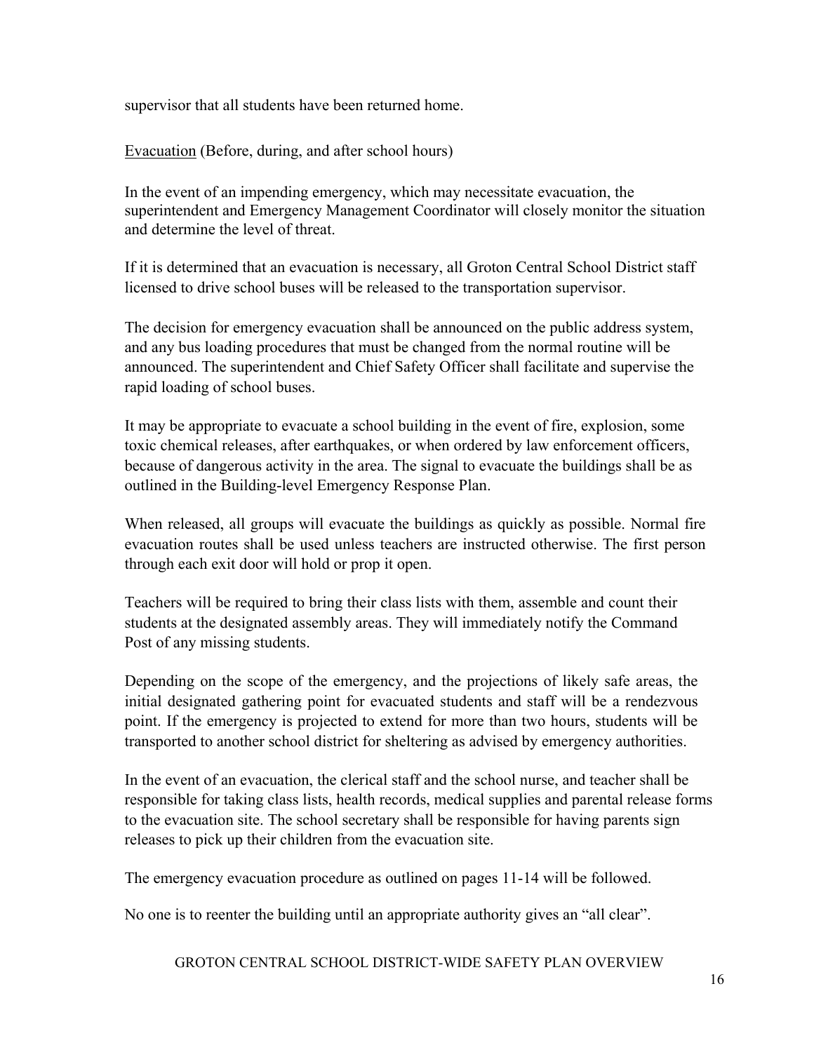supervisor that all students have been returned home.

Evacuation (Before, during, and after school hours)

In the event of an impending emergency, which may necessitate evacuation, the superintendent and Emergency Management Coordinator will closely monitor the situation and determine the level of threat.

If it is determined that an evacuation is necessary, all Groton Central School District staff licensed to drive school buses will be released to the transportation supervisor.

The decision for emergency evacuation shall be announced on the public address system, and any bus loading procedures that must be changed from the normal routine will be announced. The superintendent and Chief Safety Officer shall facilitate and supervise the rapid loading of school buses.

It may be appropriate to evacuate a school building in the event of fire, explosion, some toxic chemical releases, after earthquakes, or when ordered by law enforcement officers, because of dangerous activity in the area. The signal to evacuate the buildings shall be as outlined in the Building-level Emergency Response Plan.

When released, all groups will evacuate the buildings as quickly as possible. Normal fire evacuation routes shall be used unless teachers are instructed otherwise. The first person through each exit door will hold or prop it open.

Teachers will be required to bring their class lists with them, assemble and count their students at the designated assembly areas. They will immediately notify the Command Post of any missing students.

Depending on the scope of the emergency, and the projections of likely safe areas, the initial designated gathering point for evacuated students and staff will be a rendezvous point. If the emergency is projected to extend for more than two hours, students will be transported to another school district for sheltering as advised by emergency authorities.

In the event of an evacuation, the clerical staff and the school nurse, and teacher shall be responsible for taking class lists, health records, medical supplies and parental release forms to the evacuation site. The school secretary shall be responsible for having parents sign releases to pick up their children from the evacuation site.

The emergency evacuation procedure as outlined on pages 11-14 will be followed.

No one is to reenter the building until an appropriate authority gives an "all clear".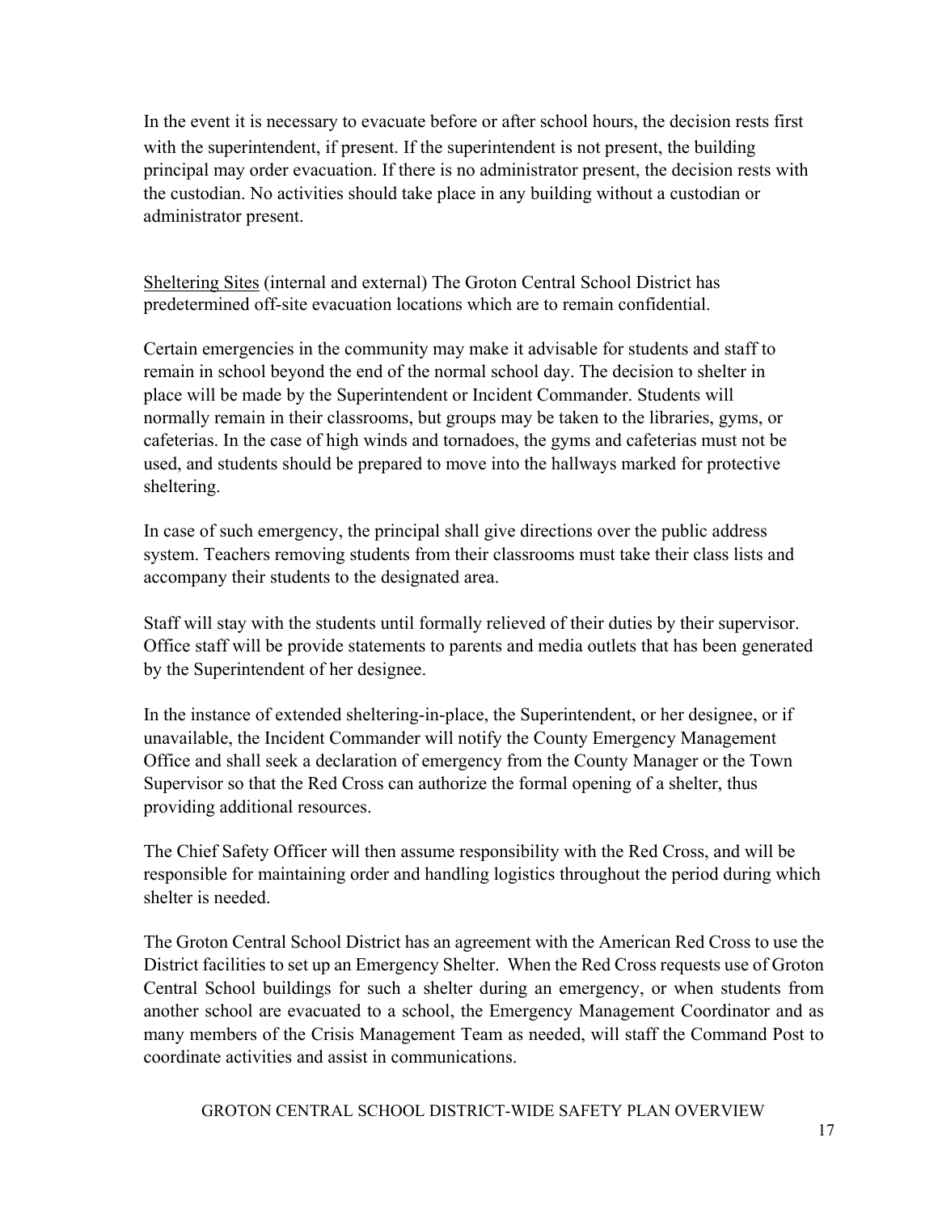In the event it is necessary to evacuate before or after school hours, the decision rests first with the superintendent, if present. If the superintendent is not present, the building principal may order evacuation. If there is no administrator present, the decision rests with the custodian. No activities should take place in any building without a custodian or administrator present.

<u>Sheltering Sites</u> (internal and external) The Groton Central School District has predetermined off-site evacuation locations which are to remain confidential.

Certain emergencies in the community may make it advisable for students and staff to remain in school beyond the end of the normal school day. The decision to shelter in place will be made by the Superintendent or Incident Commander. Students will normally remain in their classrooms, but groups may be taken to the libraries, gyms, or cafeterias. In the case of high winds and tornadoes, the gyms and cafeterias must not be used, and students should be prepared to move into the hallways marked for protective sheltering.

In case of such emergency, the principal shall give directions over the public address system. Teachers removing students from their classrooms must take their class lists and accompany their students to the designated area.

Staff will stay with the students until formally relieved of their duties by their supervisor. Office staff will be provide statements to parents and media outlets that has been generated by the Superintendent of her designee.

In the instance of extended sheltering-in-place, the Superintendent, or her designee, or if unavailable, the Incident Commander will notify the County Emergency Management Office and shall seek a declaration of emergency from the County Manager or the Town Supervisor so that the Red Cross can authorize the formal opening of a shelter, thus providing additional resources.

The Chief Safety Officer will then assume responsibility with the Red Cross, and will be responsible for maintaining order and handling logistics throughout the period during which shelter is needed.

The Groton Central School District has an agreement with the American Red Cross to use the District facilities to set up an Emergency Shelter. When the Red Cross requests use of Groton Central School buildings for such a shelter during an emergency, or when students from another school are evacuated to a school, the Emergency Management Coordinator and as many members of the Crisis Management Team as needed, will staff the Command Post to coordinate activities and assist in communications.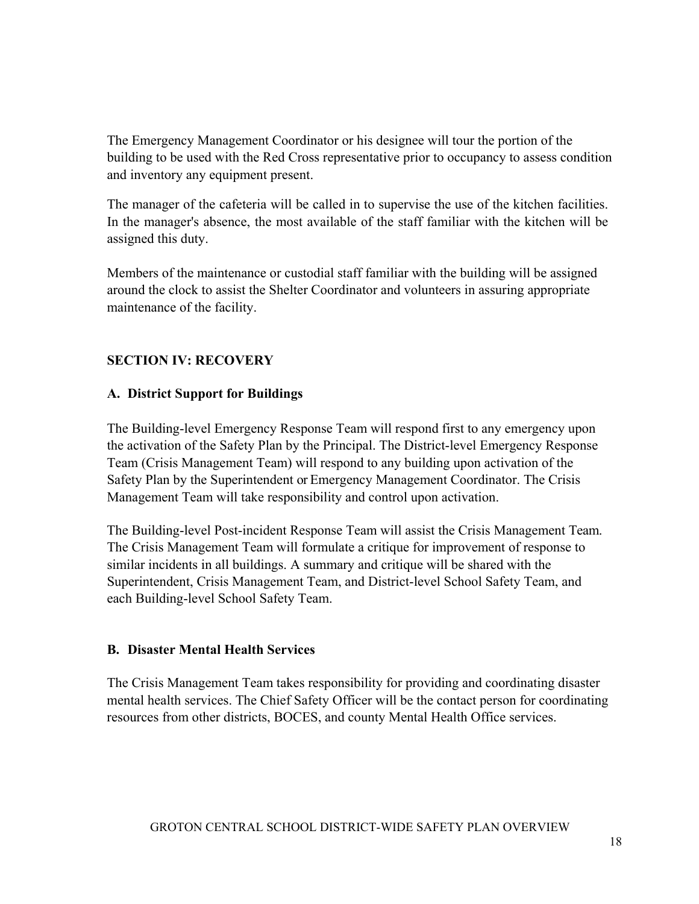The Emergency Management Coordinator or his designee will tour the portion of the building to be used with the Red Cross representative prior to occupancy to assess condition and inventory any equipment present.

The manager of the cafeteria will be called in to supervise the use of the kitchen facilities. In the manager's absence, the most available of the staff familiar with the kitchen will be assigned this duty.

Members of the maintenance or custodial staff familiar with the building will be assigned around the clock to assist the Shelter Coordinator and volunteers in assuring appropriate maintenance of the facility.

## SECTION IV: RECOVERY

### A. District Support for Buildings

The Building-level Emergency Response Team will respond first to any emergency upon the activation of the Safety Plan by the Principal. The District-level Emergency Response Team (Crisis Management Team) will respond to any building upon activation of the Safety Plan by the Superintendent or Emergency Management Coordinator. The Crisis Management Team will take responsibility and control upon activation.

The Building-level Post-incident Response Team will assist the Crisis Management Team. The Crisis Management Team will formulate a critique for improvement of response to similar incidents in all buildings. A summary and critique will be shared with the Superintendent, Crisis Management Team, and District-level School Safety Team, and each Building-level School Safety Team.

### B. Disaster Mental Health Services

The Crisis Management Team takes responsibility for providing and coordinating disaster mental health services. The Chief Safety Officer will be the contact person for coordinating resources from other districts, BOCES, and county Mental Health Office services.